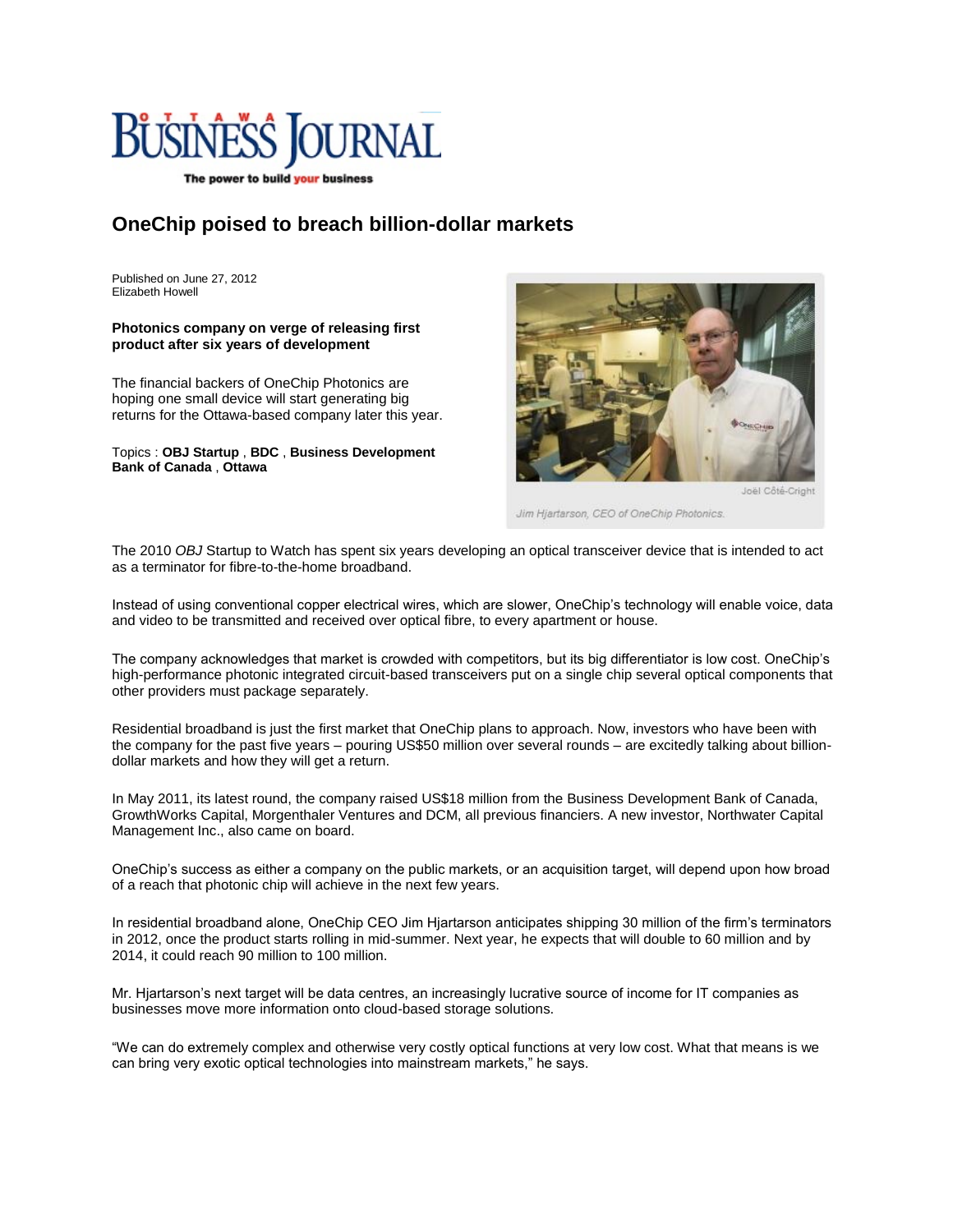# OneChip poised to breach billion-dollar markets

Published on June 27, 2012
Elizabeth Howell

**Photonics company on verge of releasing first product after six years of development**

The financial backers of OneChip Photonics are hoping one small device will start generating big returns for the Ottawa-based company later this year.

Topics : **OBJ Startup** , **BDC** , **Business Development Bank of Canada** , **Ottawa**

Joël Côté-Cright

*Jim Hjartarson, CEO of OneChip Photonics.*

The 2010 *OBJ* Startup to Watch has spent six years developing an optical transceiver device that is intended to act as a terminator for fibre-to-the-home broadband.

Instead of using conventional copper electrical wires, which are slower, OneChip's technology will enable voice, data and video to be transmitted and received over optical fibre, to every apartment or house.

The company acknowledges that market is crowded with competitors, but its big differentiator is low cost. OneChip's high-performance photonic integrated circuit-based transceivers put on a single chip several optical components that other providers must package separately.

Residential broadband is just the first market that OneChip plans to approach. Now, investors who have been with the company for the past five years – pouring US$50 million over several rounds – are excitedly talking about billion-dollar markets and how they will get a return.

In May 2011, its latest round, the company raised US$18 million from the Business Development Bank of Canada, GrowthWorks Capital, Morgenthaler Ventures and DCM, all previous financiers. A new investor, Northwater Capital Management Inc., also came on board.

OneChip's success as either a company on the public markets, or an acquisition target, will depend upon how broad of a reach that photonic chip will achieve in the next few years.

In residential broadband alone, OneChip CEO Jim Hjartarson anticipates shipping 30 million of the firm's terminators in 2012, once the product starts rolling in mid-summer. Next year, he expects that will double to 60 million and by 2014, it could reach 90 million to 100 million.

Mr. Hjartarson's next target will be data centres, an increasingly lucrative source of income for IT companies as businesses move more information onto cloud-based storage solutions.

"We can do extremely complex and otherwise very costly optical functions at very low cost. What that means is we can bring very exotic optical technologies into mainstream markets," he says.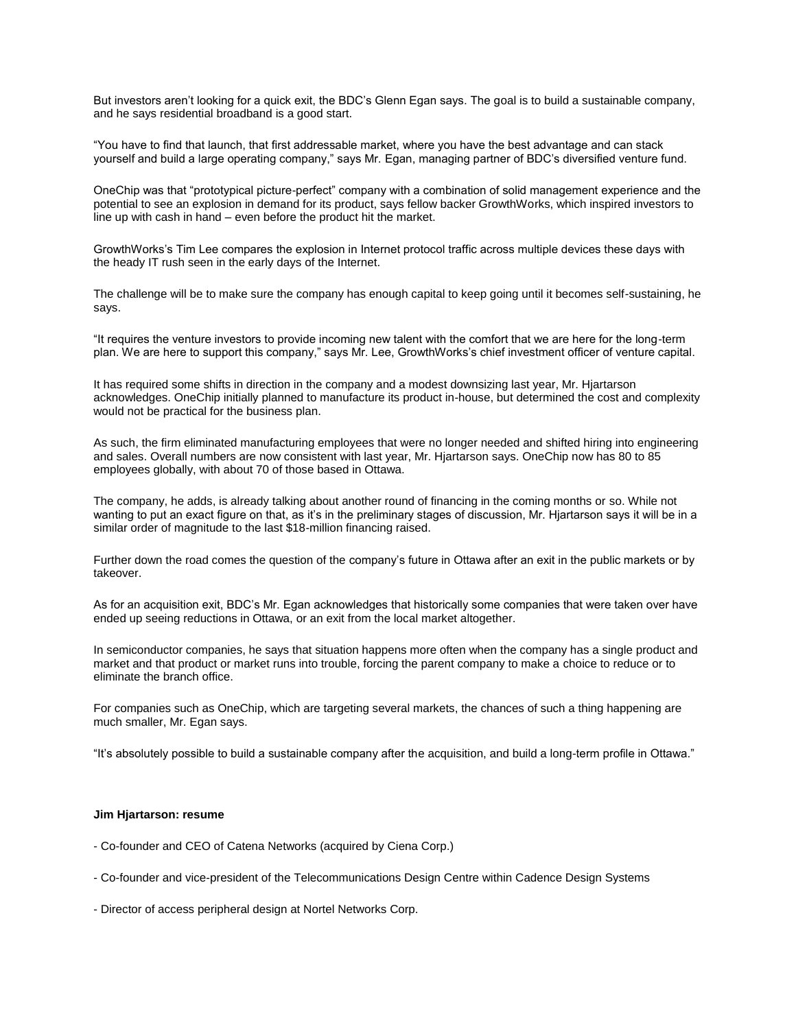But investors aren't looking for a quick exit, the BDC's Glenn Egan says. The goal is to build a sustainable company, and he says residential broadband is a good start.

"You have to find that launch, that first addressable market, where you have the best advantage and can stack yourself and build a large operating company," says Mr. Egan, managing partner of BDC's diversified venture fund.

OneChip was that "prototypical picture-perfect" company with a combination of solid management experience and the potential to see an explosion in demand for its product, says fellow backer GrowthWorks, which inspired investors to line up with cash in hand – even before the product hit the market.

GrowthWorks's Tim Lee compares the explosion in Internet protocol traffic across multiple devices these days with the heady IT rush seen in the early days of the Internet.

The challenge will be to make sure the company has enough capital to keep going until it becomes self-sustaining, he says.

"It requires the venture investors to provide incoming new talent with the comfort that we are here for the long-term plan. We are here to support this company," says Mr. Lee, GrowthWorks's chief investment officer of venture capital.

It has required some shifts in direction in the company and a modest downsizing last year, Mr. Hjartarson acknowledges. OneChip initially planned to manufacture its product in-house, but determined the cost and complexity would not be practical for the business plan.

As such, the firm eliminated manufacturing employees that were no longer needed and shifted hiring into engineering and sales. Overall numbers are now consistent with last year, Mr. Hjartarson says. OneChip now has 80 to 85 employees globally, with about 70 of those based in Ottawa.

The company, he adds, is already talking about another round of financing in the coming months or so. While not wanting to put an exact figure on that, as it's in the preliminary stages of discussion, Mr. Hjartarson says it will be in a similar order of magnitude to the last $18-million financing raised.

Further down the road comes the question of the company's future in Ottawa after an exit in the public markets or by takeover.

As for an acquisition exit, BDC's Mr. Egan acknowledges that historically some companies that were taken over have ended up seeing reductions in Ottawa, or an exit from the local market altogether.

In semiconductor companies, he says that situation happens more often when the company has a single product and market and that product or market runs into trouble, forcing the parent company to make a choice to reduce or to eliminate the branch office.

For companies such as OneChip, which are targeting several markets, the chances of such a thing happening are much smaller, Mr. Egan says.

"It's absolutely possible to build a sustainable company after the acquisition, and build a long-term profile in Ottawa."

**Jim Hjartarson: resume**

- Co-founder and CEO of Catena Networks (acquired by Ciena Corp.)

- Co-founder and vice-president of the Telecommunications Design Centre within Cadence Design Systems

- Director of access peripheral design at Nortel Networks Corp.